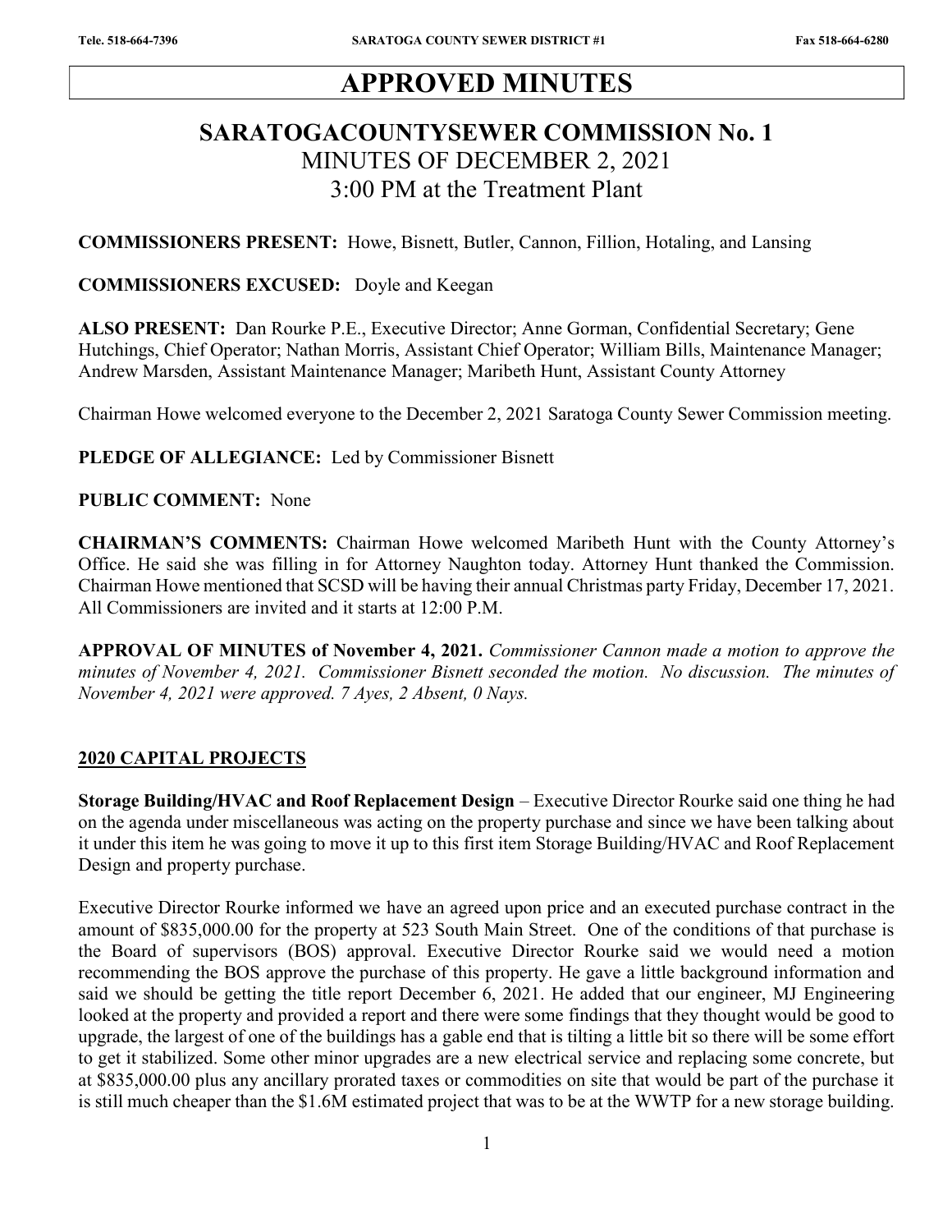# APPROVED MINUTES

## SARATOGACOUNTYSEWER COMMISSION No. 1
MINUTES OF DECEMBER 2, 2021
3:00 PM at the Treatment Plant

**COMMISSIONERS PRESENT:** Howe, Bisnett, Butler, Cannon, Fillion, Hotaling, and Lansing

**COMMISSIONERS EXCUSED:** Doyle and Keegan

**ALSO PRESENT:** Dan Rourke P.E., Executive Director; Anne Gorman, Confidential Secretary; Gene Hutchings, Chief Operator; Nathan Morris, Assistant Chief Operator; William Bills, Maintenance Manager; Andrew Marsden, Assistant Maintenance Manager; Maribeth Hunt, Assistant County Attorney

Chairman Howe welcomed everyone to the December 2, 2021 Saratoga County Sewer Commission meeting.

**PLEDGE OF ALLEGIANCE:** Led by Commissioner Bisnett

**PUBLIC COMMENT:** None

**CHAIRMAN'S COMMENTS:** Chairman Howe welcomed Maribeth Hunt with the County Attorney's Office. He said she was filling in for Attorney Naughton today. Attorney Hunt thanked the Commission. Chairman Howe mentioned that SCSD will be having their annual Christmas party Friday, December 17, 2021. All Commissioners are invited and it starts at 12:00 P.M.

**APPROVAL OF MINUTES of November 4, 2021.** *Commissioner Cannon made a motion to approve the minutes of November 4, 2021. Commissioner Bisnett seconded the motion. No discussion. The minutes of November 4, 2021 were approved. 7 Ayes, 2 Absent, 0 Nays.*

### 2020 CAPITAL PROJECTS

**Storage Building/HVAC and Roof Replacement Design** – Executive Director Rourke said one thing he had on the agenda under miscellaneous was acting on the property purchase and since we have been talking about it under this item he was going to move it up to this first item Storage Building/HVAC and Roof Replacement Design and property purchase.

Executive Director Rourke informed we have an agreed upon price and an executed purchase contract in the amount of $835,000.00 for the property at 523 South Main Street. One of the conditions of that purchase is the Board of supervisors (BOS) approval. Executive Director Rourke said we would need a motion recommending the BOS approve the purchase of this property. He gave a little background information and said we should be getting the title report December 6, 2021. He added that our engineer, MJ Engineering looked at the property and provided a report and there were some findings that they thought would be good to upgrade, the largest of one of the buildings has a gable end that is tilting a little bit so there will be some effort to get it stabilized. Some other minor upgrades are a new electrical service and replacing some concrete, but at $835,000.00 plus any ancillary prorated taxes or commodities on site that would be part of the purchase it is still much cheaper than the $1.6M estimated project that was to be at the WWTP for a new storage building.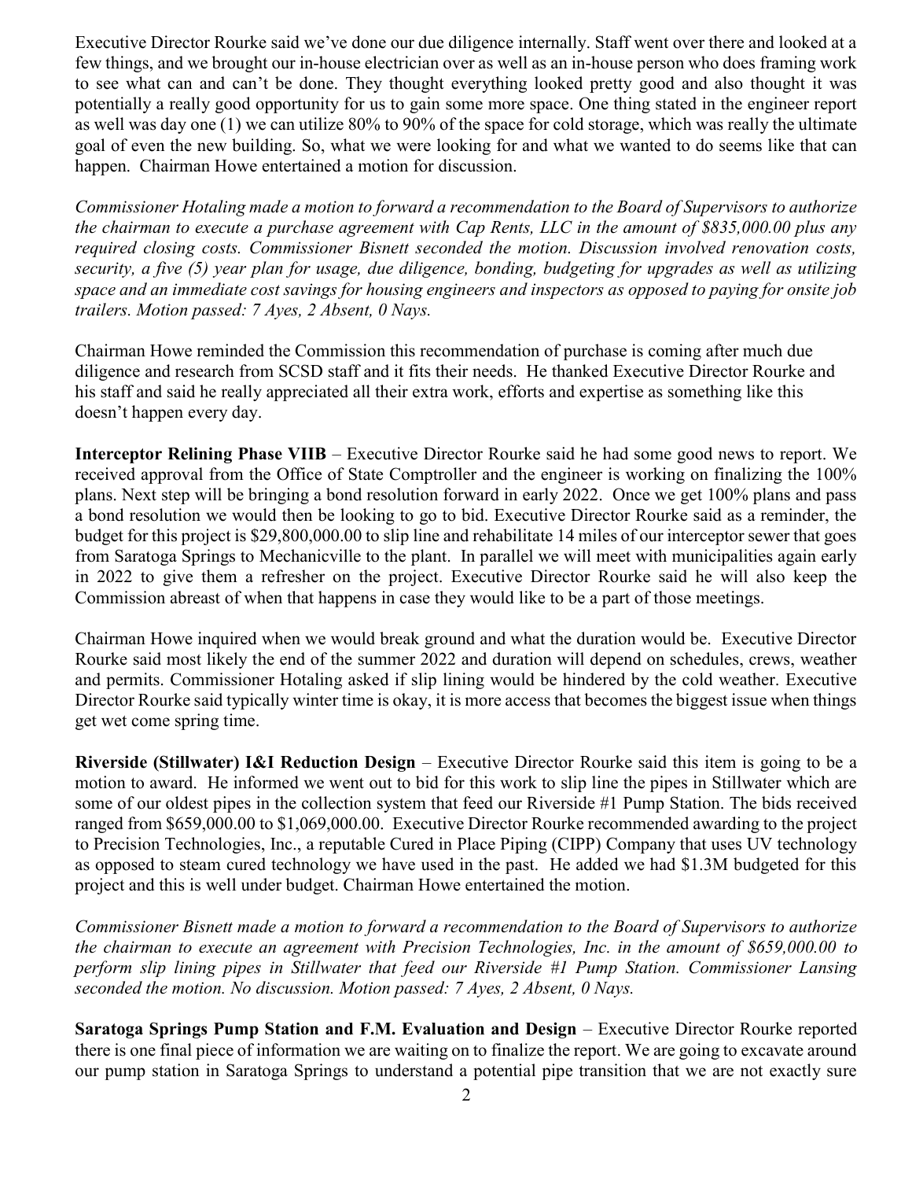Executive Director Rourke said we've done our due diligence internally. Staff went over there and looked at a few things, and we brought our in-house electrician over as well as an in-house person who does framing work to see what can and can't be done. They thought everything looked pretty good and also thought it was potentially a really good opportunity for us to gain some more space. One thing stated in the engineer report as well was day one (1) we can utilize 80% to 90% of the space for cold storage, which was really the ultimate goal of even the new building. So, what we were looking for and what we wanted to do seems like that can happen. Chairman Howe entertained a motion for discussion.

*Commissioner Hotaling made a motion to forward a recommendation to the Board of Supervisors to authorize the chairman to execute a purchase agreement with Cap Rents, LLC in the amount of $835,000.00 plus any required closing costs. Commissioner Bisnett seconded the motion. Discussion involved renovation costs, security, a five (5) year plan for usage, due diligence, bonding, budgeting for upgrades as well as utilizing space and an immediate cost savings for housing engineers and inspectors as opposed to paying for onsite job trailers. Motion passed: 7 Ayes, 2 Absent, 0 Nays.*

Chairman Howe reminded the Commission this recommendation of purchase is coming after much due diligence and research from SCSD staff and it fits their needs. He thanked Executive Director Rourke and his staff and said he really appreciated all their extra work, efforts and expertise as something like this doesn't happen every day.

**Interceptor Relining Phase VIIB** – Executive Director Rourke said he had some good news to report. We received approval from the Office of State Comptroller and the engineer is working on finalizing the 100% plans. Next step will be bringing a bond resolution forward in early 2022. Once we get 100% plans and pass a bond resolution we would then be looking to go to bid. Executive Director Rourke said as a reminder, the budget for this project is $29,800,000.00 to slip line and rehabilitate 14 miles of our interceptor sewer that goes from Saratoga Springs to Mechanicville to the plant. In parallel we will meet with municipalities again early in 2022 to give them a refresher on the project. Executive Director Rourke said he will also keep the Commission abreast of when that happens in case they would like to be a part of those meetings.

Chairman Howe inquired when we would break ground and what the duration would be. Executive Director Rourke said most likely the end of the summer 2022 and duration will depend on schedules, crews, weather and permits. Commissioner Hotaling asked if slip lining would be hindered by the cold weather. Executive Director Rourke said typically winter time is okay, it is more access that becomes the biggest issue when things get wet come spring time.

**Riverside (Stillwater) I&I Reduction Design** – Executive Director Rourke said this item is going to be a motion to award. He informed we went out to bid for this work to slip line the pipes in Stillwater which are some of our oldest pipes in the collection system that feed our Riverside #1 Pump Station. The bids received ranged from $659,000.00 to $1,069,000.00. Executive Director Rourke recommended awarding to the project to Precision Technologies, Inc., a reputable Cured in Place Piping (CIPP) Company that uses UV technology as opposed to steam cured technology we have used in the past. He added we had $1.3M budgeted for this project and this is well under budget. Chairman Howe entertained the motion.

*Commissioner Bisnett made a motion to forward a recommendation to the Board of Supervisors to authorize the chairman to execute an agreement with Precision Technologies, Inc. in the amount of $659,000.00 to perform slip lining pipes in Stillwater that feed our Riverside #1 Pump Station. Commissioner Lansing seconded the motion. No discussion. Motion passed: 7 Ayes, 2 Absent, 0 Nays.*

**Saratoga Springs Pump Station and F.M. Evaluation and Design** – Executive Director Rourke reported there is one final piece of information we are waiting on to finalize the report. We are going to excavate around our pump station in Saratoga Springs to understand a potential pipe transition that we are not exactly sure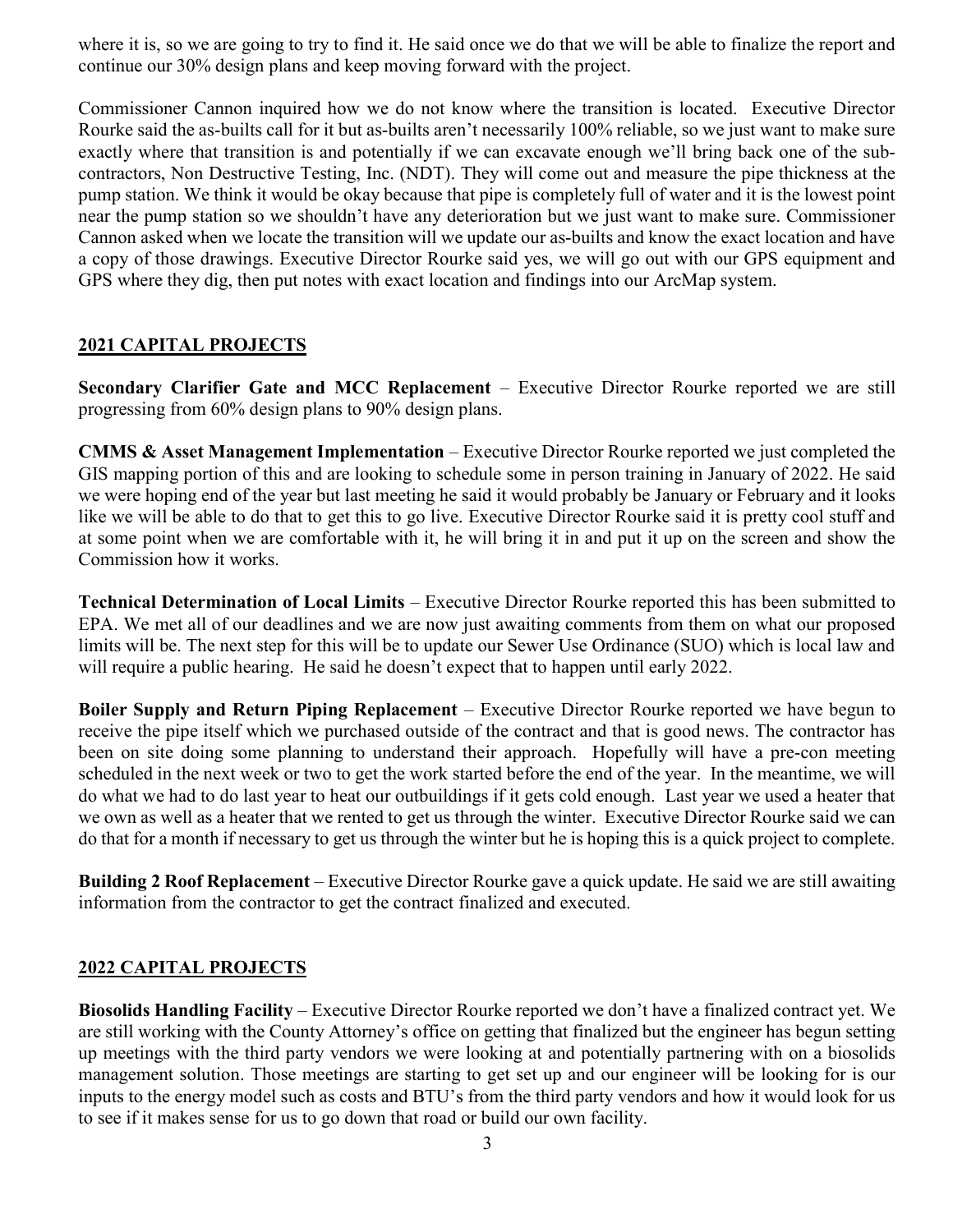where it is, so we are going to try to find it. He said once we do that we will be able to finalize the report and continue our 30% design plans and keep moving forward with the project.

Commissioner Cannon inquired how we do not know where the transition is located. Executive Director Rourke said the as-builts call for it but as-builts aren't necessarily 100% reliable, so we just want to make sure exactly where that transition is and potentially if we can excavate enough we'll bring back one of the sub-contractors, Non Destructive Testing, Inc. (NDT). They will come out and measure the pipe thickness at the pump station. We think it would be okay because that pipe is completely full of water and it is the lowest point near the pump station so we shouldn't have any deterioration but we just want to make sure. Commissioner Cannon asked when we locate the transition will we update our as-builts and know the exact location and have a copy of those drawings. Executive Director Rourke said yes, we will go out with our GPS equipment and GPS where they dig, then put notes with exact location and findings into our ArcMap system.

## 2021 CAPITAL PROJECTS

**Secondary Clarifier Gate and MCC Replacement** – Executive Director Rourke reported we are still progressing from 60% design plans to 90% design plans.

**CMMS & Asset Management Implementation** – Executive Director Rourke reported we just completed the GIS mapping portion of this and are looking to schedule some in person training in January of 2022. He said we were hoping end of the year but last meeting he said it would probably be January or February and it looks like we will be able to do that to get this to go live. Executive Director Rourke said it is pretty cool stuff and at some point when we are comfortable with it, he will bring it in and put it up on the screen and show the Commission how it works.

**Technical Determination of Local Limits** – Executive Director Rourke reported this has been submitted to EPA. We met all of our deadlines and we are now just awaiting comments from them on what our proposed limits will be. The next step for this will be to update our Sewer Use Ordinance (SUO) which is local law and will require a public hearing. He said he doesn't expect that to happen until early 2022.

**Boiler Supply and Return Piping Replacement** – Executive Director Rourke reported we have begun to receive the pipe itself which we purchased outside of the contract and that is good news. The contractor has been on site doing some planning to understand their approach. Hopefully will have a pre-con meeting scheduled in the next week or two to get the work started before the end of the year. In the meantime, we will do what we had to do last year to heat our outbuildings if it gets cold enough. Last year we used a heater that we own as well as a heater that we rented to get us through the winter. Executive Director Rourke said we can do that for a month if necessary to get us through the winter but he is hoping this is a quick project to complete.

**Building 2 Roof Replacement** – Executive Director Rourke gave a quick update. He said we are still awaiting information from the contractor to get the contract finalized and executed.

## 2022 CAPITAL PROJECTS

**Biosolids Handling Facility** – Executive Director Rourke reported we don't have a finalized contract yet. We are still working with the County Attorney's office on getting that finalized but the engineer has begun setting up meetings with the third party vendors we were looking at and potentially partnering with on a biosolids management solution. Those meetings are starting to get set up and our engineer will be looking for is our inputs to the energy model such as costs and BTU's from the third party vendors and how it would look for us to see if it makes sense for us to go down that road or build our own facility.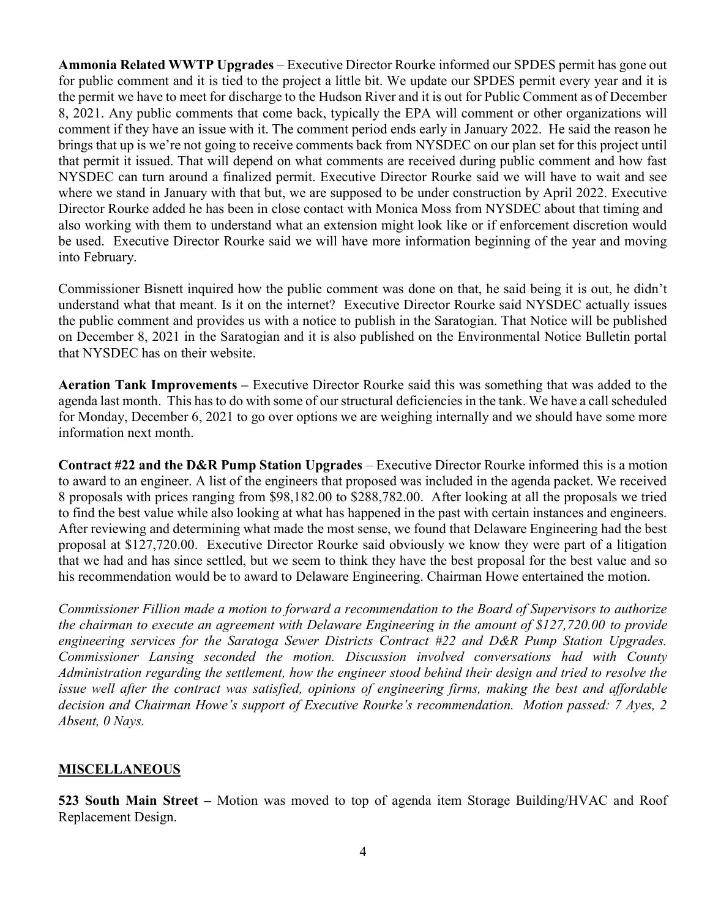**Ammonia Related WWTP Upgrades** – Executive Director Rourke informed our SPDES permit has gone out for public comment and it is tied to the project a little bit. We update our SPDES permit every year and it is the permit we have to meet for discharge to the Hudson River and it is out for Public Comment as of December 8, 2021. Any public comments that come back, typically the EPA will comment or other organizations will comment if they have an issue with it. The comment period ends early in January 2022. He said the reason he brings that up is we're not going to receive comments back from NYSDEC on our plan set for this project until that permit it issued. That will depend on what comments are received during public comment and how fast NYSDEC can turn around a finalized permit. Executive Director Rourke said we will have to wait and see where we stand in January with that but, we are supposed to be under construction by April 2022. Executive Director Rourke added he has been in close contact with Monica Moss from NYSDEC about that timing and also working with them to understand what an extension might look like or if enforcement discretion would be used. Executive Director Rourke said we will have more information beginning of the year and moving into February.

Commissioner Bisnett inquired how the public comment was done on that, he said being it is out, he didn't understand what that meant. Is it on the internet? Executive Director Rourke said NYSDEC actually issues the public comment and provides us with a notice to publish in the Saratogian. That Notice will be published on December 8, 2021 in the Saratogian and it is also published on the Environmental Notice Bulletin portal that NYSDEC has on their website.

**Aeration Tank Improvements –** Executive Director Rourke said this was something that was added to the agenda last month. This has to do with some of our structural deficiencies in the tank. We have a call scheduled for Monday, December 6, 2021 to go over options we are weighing internally and we should have some more information next month.

**Contract #22 and the D&R Pump Station Upgrades** – Executive Director Rourke informed this is a motion to award to an engineer. A list of the engineers that proposed was included in the agenda packet. We received 8 proposals with prices ranging from $98,182.00 to $288,782.00. After looking at all the proposals we tried to find the best value while also looking at what has happened in the past with certain instances and engineers. After reviewing and determining what made the most sense, we found that Delaware Engineering had the best proposal at $127,720.00. Executive Director Rourke said obviously we know they were part of a litigation that we had and has since settled, but we seem to think they have the best proposal for the best value and so his recommendation would be to award to Delaware Engineering. Chairman Howe entertained the motion.

*Commissioner Fillion made a motion to forward a recommendation to the Board of Supervisors to authorize the chairman to execute an agreement with Delaware Engineering in the amount of $127,720.00 to provide engineering services for the Saratoga Sewer Districts Contract #22 and D&R Pump Station Upgrades. Commissioner Lansing seconded the motion. Discussion involved conversations had with County Administration regarding the settlement, how the engineer stood behind their design and tried to resolve the issue well after the contract was satisfied, opinions of engineering firms, making the best and affordable decision and Chairman Howe's support of Executive Rourke's recommendation. Motion passed: 7 Ayes, 2 Absent, 0 Nays.*

## MISCELLANEOUS

**523 South Main Street –** Motion was moved to top of agenda item Storage Building/HVAC and Roof Replacement Design.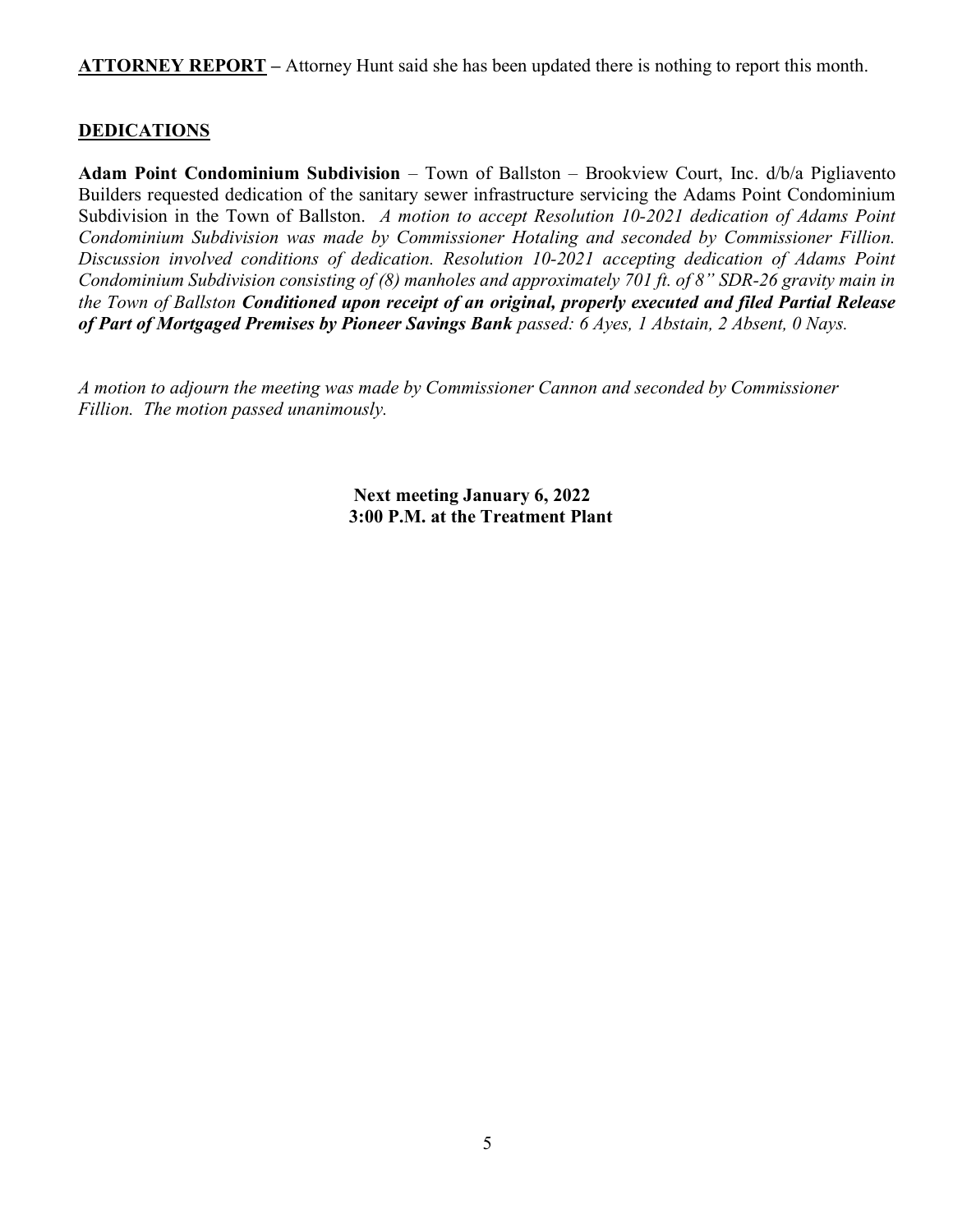**ATTORNEY REPORT –** Attorney Hunt said she has been updated there is nothing to report this month.

**DEDICATIONS**

**Adam Point Condominium Subdivision** – Town of Ballston – Brookview Court, Inc. d/b/a Pigliavento Builders requested dedication of the sanitary sewer infrastructure servicing the Adams Point Condominium Subdivision in the Town of Ballston. *A motion to accept Resolution 10-2021 dedication of Adams Point Condominium Subdivision was made by Commissioner Hotaling and seconded by Commissioner Fillion. Discussion involved conditions of dedication. Resolution 10-2021 accepting dedication of Adams Point Condominium Subdivision consisting of (8) manholes and approximately 701 ft. of 8" SDR-26 gravity main in the Town of Ballston* ***Conditioned upon receipt of an original, properly executed and filed Partial Release of Part of Mortgaged Premises by Pioneer Savings Bank*** *passed: 6 Ayes, 1 Abstain, 2 Absent, 0 Nays.*

*A motion to adjourn the meeting was made by Commissioner Cannon and seconded by Commissioner Fillion. The motion passed unanimously.*

**Next meeting January 6, 2022**
**3:00 P.M. at the Treatment Plant**